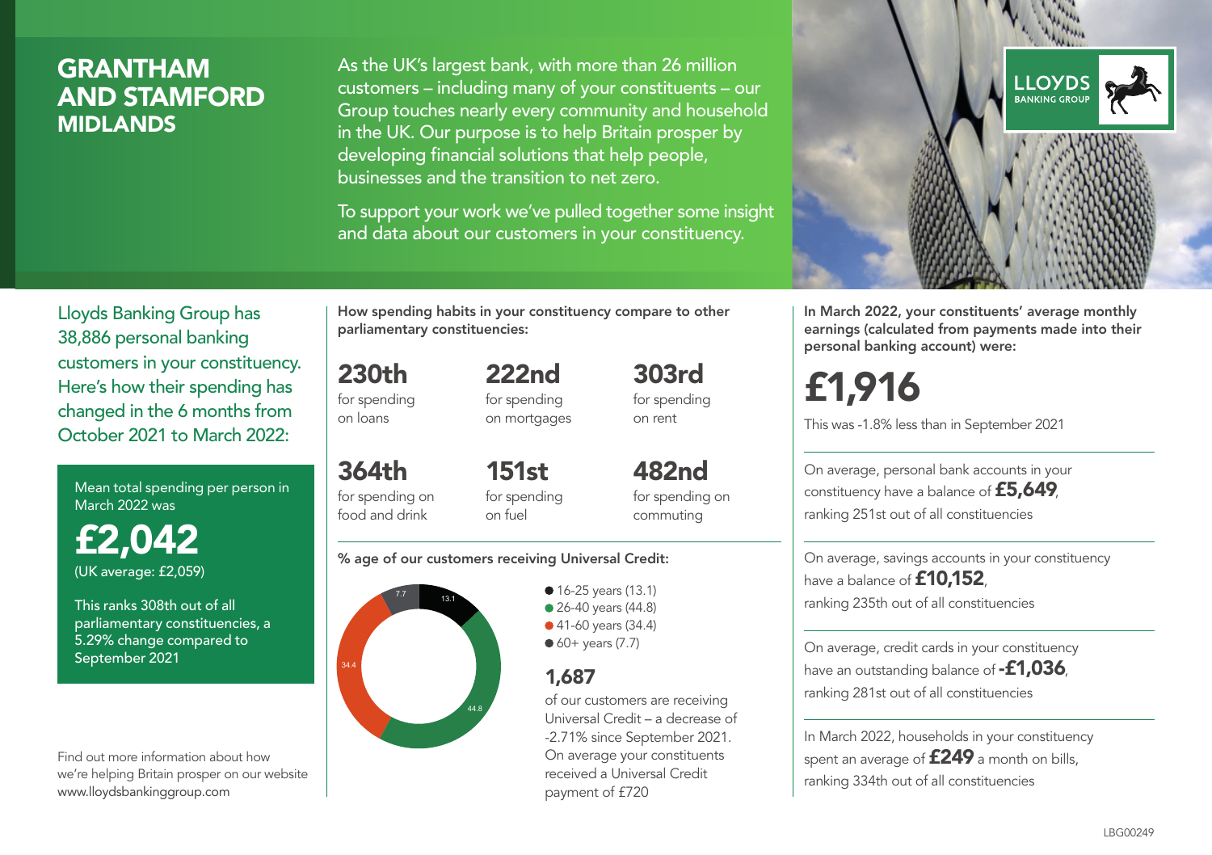# GRANTHAM AND STAMFORD
## MIDLANDS

As the UK's largest bank, with more than 26 million customers – including many of your constituents – our Group touches nearly every community and household in the UK. Our purpose is to help Britain prosper by developing financial solutions that help people, businesses and the transition to net zero.

To support your work we've pulled together some insight and data about our customers in your constituency.

LLOYDS BANKING GROUP

Lloyds Banking Group has 38,886 personal banking customers in your constituency. Here's how their spending has changed in the 6 months from October 2021 to March 2022:

Mean total spending per person in March 2022 was

**£2,042**
(UK average: £2,059)

This ranks 308th out of all parliamentary constituencies, a 5.29% change compared to September 2021

Find out more information about how we're helping Britain prosper on our website www.lloydsbankinggroup.com

**How spending habits in your constituency compare to other parliamentary constituencies:**

**230th** for spending on loans

**222nd** for spending on mortgages

**303rd** for spending on rent

**364th** for spending on food and drink

**151st** for spending on fuel

**482nd** for spending on commuting

**% age of our customers receiving Universal Credit:**

- 16-25 years (13.1)
- 26-40 years (44.8)
- 41-60 years (34.4)
- 60+ years (7.7)

**1,687**
of our customers are receiving Universal Credit – a decrease of -2.71% since September 2021. On average your constituents received a Universal Credit payment of £720

**In March 2022, your constituents' average monthly earnings (calculated from payments made into their personal banking account) were:**

**£1,916**

This was -1.8% less than in September 2021

On average, personal bank accounts in your constituency have a balance of **£5,649**, ranking 251st out of all constituencies

On average, savings accounts in your constituency have a balance of **£10,152**, ranking 235th out of all constituencies

On average, credit cards in your constituency have an outstanding balance of **-£1,036**, ranking 281st out of all constituencies

In March 2022, households in your constituency spent an average of **£249** a month on bills, ranking 334th out of all constituencies

LBG00249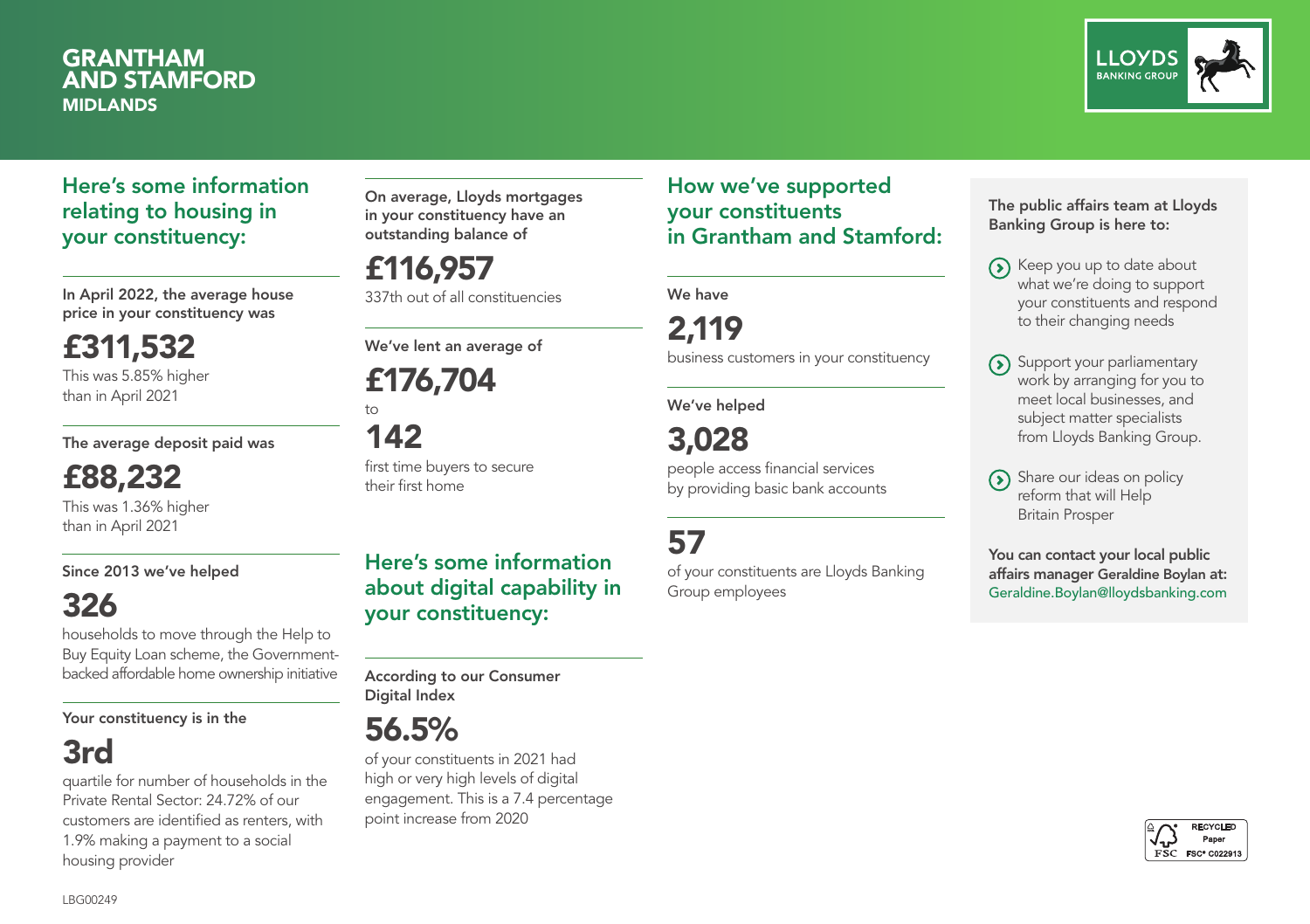# GRANTHAM AND STAMFORD

## MIDLANDS

LLOYDS BANKING GROUP

## Here's some information relating to housing in your constituency:

In April 2022, the average house price in your constituency was

**£311,532**

This was 5.85% higher than in April 2021

The average deposit paid was

**£88,232**

This was 1.36% higher than in April 2021

Since 2013 we've helped

**326**

households to move through the Help to Buy Equity Loan scheme, the Government-backed affordable home ownership initiative

Your constituency is in the

**3rd**

quartile for number of households in the Private Rental Sector: 24.72% of our customers are identified as renters, with 1.9% making a payment to a social housing provider

On average, Lloyds mortgages in your constituency have an outstanding balance of

**£116,957**

337th out of all constituencies

We've lent an average of

**£176,704**

to

**142**

first time buyers to secure their first home

## Here's some information about digital capability in your constituency:

According to our Consumer Digital Index

**56.5%**

of your constituents in 2021 had high or very high levels of digital engagement. This is a 7.4 percentage point increase from 2020

## How we've supported your constituents in Grantham and Stamford:

We have

**2,119**

business customers in your constituency

We've helped

**3,028**

people access financial services by providing basic bank accounts

**57**

of your constituents are Lloyds Banking Group employees

The public affairs team at Lloyds Banking Group is here to:

- Keep you up to date about what we're doing to support your constituents and respond to their changing needs
- Support your parliamentary work by arranging for you to meet local businesses, and subject matter specialists from Lloyds Banking Group.
- Share our ideas on policy reform that will Help Britain Prosper

**You can contact your local public affairs manager Geraldine Boylan at:**
Geraldine.Boylan@lloydsbanking.com

LBG00249